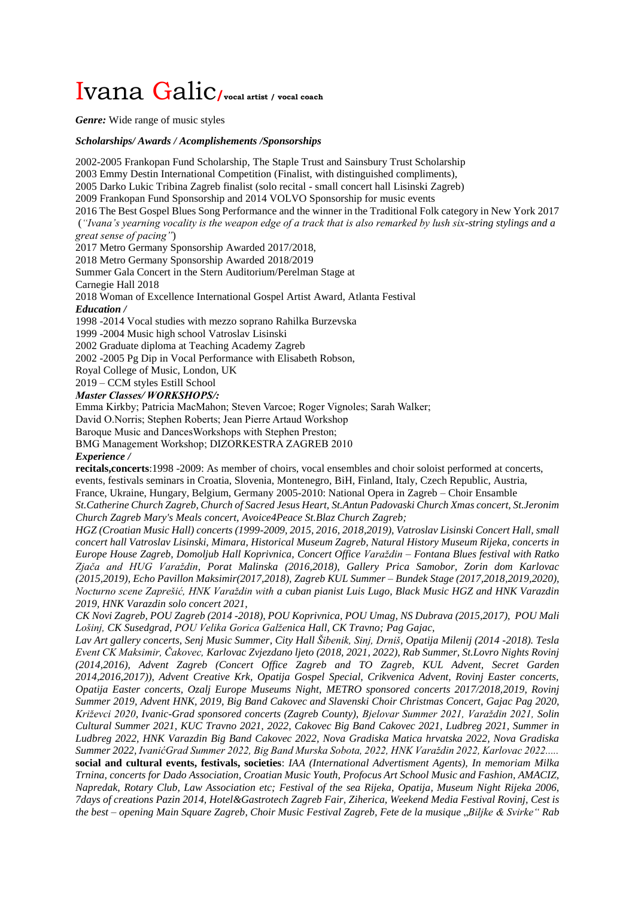# Ivana Galic/ vocal artist / vocal coach

***Genre:*** Wide range of music styles

***Scholarships/ Awards / Acomplishements /Sponsorships***

2002-2005 Frankopan Fund Scholarship, The Staple Trust and Sainsbury Trust Scholarship
2003 Emmy Destin International Competition (Finalist, with distinguished compliments),
2005 Darko Lukic Tribina Zagreb finalist (solo recital - small concert hall Lisinski Zagreb)
2009 Frankopan Fund Sponsorship and 2014 VOLVO Sponsorship for music events
2016 The Best Gospel Blues Song Performance and the winner in the Traditional Folk category in New York 2017 (*"Ivana's yearning vocality is the weapon edge of a track that is also remarked by lush six-string stylings and a great sense of pacing"*)
2017 Metro Germany Sponsorship Awarded 2017/2018,
2018 Metro Germany Sponsorship Awarded 2018/2019
Summer Gala Concert in the Stern Auditorium/Perelman Stage at
Carnegie Hall 2018
2018 Woman of Excellence International Gospel Artist Award, Atlanta Festival

***Education /***

1998 -2014 Vocal studies with mezzo soprano Rahilka Burzevska
1999 -2004 Music high school Vatroslav Lisinski
2002 Graduate diploma at Teaching Academy Zagreb
2002 -2005 Pg Dip in Vocal Performance with Elisabeth Robson,
Royal College of Music, London, UK
2019 – CCM styles Estill School

***Master Classes/ WORKSHOPS/:***

Emma Kirkby; Patricia MacMahon; Steven Varcoe; Roger Vignoles; Sarah Walker;
David O.Norris; Stephen Roberts; Jean Pierre Artaud Workshop
Baroque Music and DancesWorkshops with Stephen Preston;
BMG Management Workshop; DIZORKESTRA ZAGREB 2010

***Experience /***

**recitals,concerts**:1998 -2009: As member of choirs, vocal ensembles and choir soloist performed at concerts, events, festivals seminars in Croatia, Slovenia, Montenegro, BiH, Finland, Italy, Czech Republic, Austria, France, Ukraine, Hungary, Belgium, Germany 2005-2010: National Opera in Zagreb – Choir Ensamble
*St.Catherine Church Zagreb, Church of Sacred Jesus Heart, St.Antun Padovaski Church Xmas concert, St.Jeronim Church Zagreb Mary's Meals concert, Avoice4Peace St.Blaz Church Zagreb;*
*HGZ (Croatian Music Hall) concerts (1999-2009, 2015, 2016, 2018,2019), Vatroslav Lisinski Concert Hall, small concert hall Vatroslav Lisinski, Mimara, Historical Museum Zagreb, Natural History Museum Rijeka, concerts in Europe House Zagreb, Domoljub Hall Koprivnica, Concert Office Varaždin – Fontana Blues festival with Ratko Zjača and HUG Varaždin, Porat Malinska (2016,2018), Gallery Prica Samobor, Zorin dom Karlovac (2015,2019), Echo Pavillon Maksimir(2017,2018), Zagreb KUL Summer – Bundek Stage (2017,2018,2019,2020), Nocturno scene Zaprešić, HNK Varaždin with a cuban pianist Luis Lugo, Black Music HGZ and HNK Varazdin 2019, HNK Varazdin solo concert 2021,*
*CK Novi Zagreb, POU Zagreb (2014 -2018), POU Koprivnica, POU Umag, NS Dubrava (2015,2017), POU Mali Lošinj, CK Susedgrad, POU Velika Gorica Galženica Hall, CK Travno; Pag Gajac,*
*Lav Art gallery concerts, Senj Music Summer, City Hall Šibenik, Sinj, Drniš, Opatija Milenij (2014 -2018). Tesla Event CK Maksimir, Čakovec, Karlovac Zvjezdano ljeto (2018, 2021, 2022), Rab Summer, St.Lovro Nights Rovinj (2014,2016), Advent Zagreb (Concert Office Zagreb and TO Zagreb, KUL Advent, Secret Garden 2014,2016,2017)), Advent Creative Krk, Opatija Gospel Special, Crikvenica Advent, Rovinj Easter concerts, Opatija Easter concerts, Ozalj Europe Museums Night, METRO sponsored concerts 2017/2018,2019, Rovinj Summer 2019, Advent HNK, 2019, Big Band Cakovec and Slavenski Choir Christmas Concert, Gajac Pag 2020, Križevci 2020, Ivanic-Grad sponsored concerts (Zagreb County), Bjelovar Summer 2021, Varaždin 2021, Solin Cultural Summer 2021, KUC Travno 2021, 2022, Cakovec Big Band Cakovec 2021, Ludbreg 2021, Summer in Ludbreg 2022, HNK Varazdin Big Band Cakovec 2022, Nova Gradiska Matica hrvatska 2022, Nova Gradiska Summer 2022, IvanićGrad Summer 2022, Big Band Murska Sobota, 2022, HNK Varaždin 2022, Karlovac 2022.....*
**social and cultural events, festivals, societies**: *IAA (International Advertisment Agents), In memoriam Milka Trnina, concerts for Dado Association, Croatian Music Youth, Profocus Art School Music and Fashion, AMACIZ, Napredak, Rotary Club, Law Association etc; Festival of the sea Rijeka, Opatija, Museum Night Rijeka 2006, 7days of creations Pazin 2014, Hotel&Gastrotech Zagreb Fair, Ziherica, Weekend Media Festival Rovinj, Cest is the best – opening Main Square Zagreb, Choir Music Festival Zagreb, Fete de la musique „Biljke & Svirke" Rab*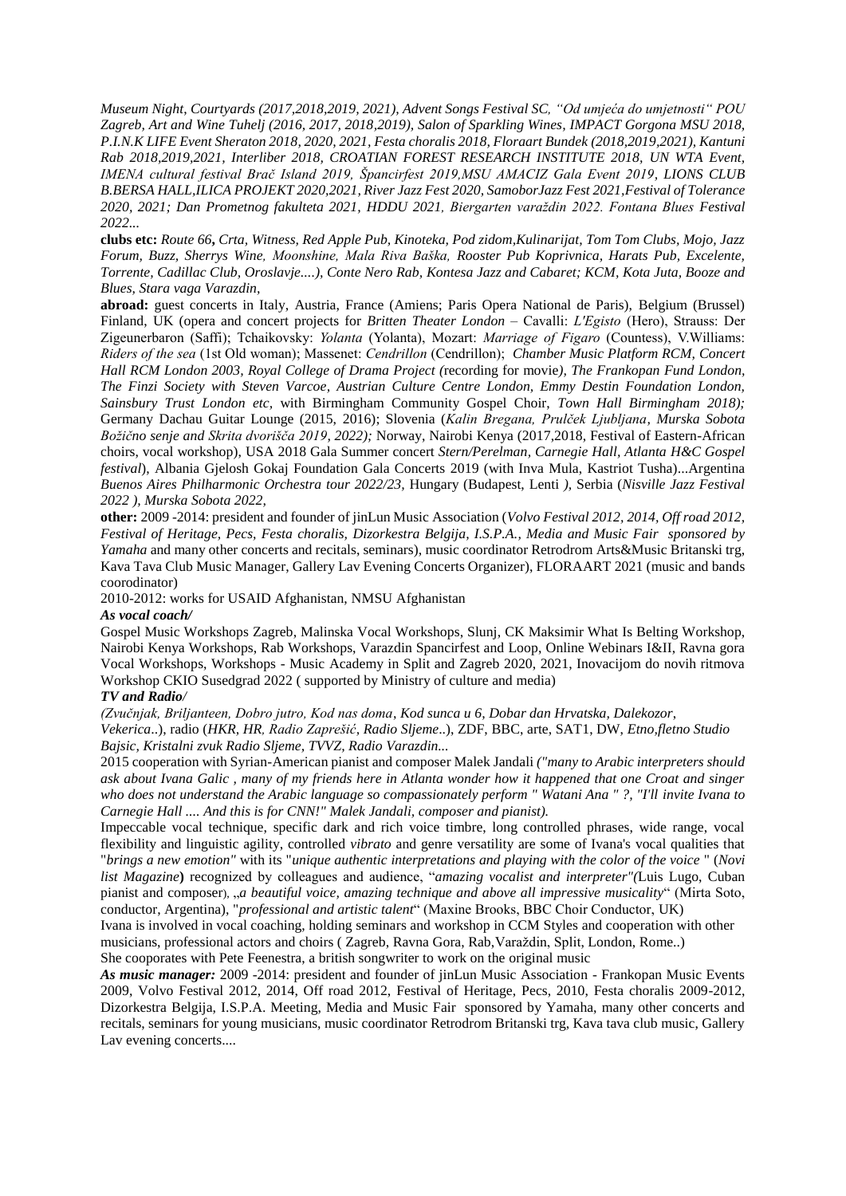*Museum Night, Courtyards (2017,2018,2019, 2021), Advent Songs Festival SC, "Od umjeća do umjetnosti" POU Zagreb, Art and Wine Tuhelj (2016, 2017, 2018,2019), Salon of Sparkling Wines, IMPACT Gorgona MSU 2018, P.I.N.K LIFE Event Sheraton 2018, 2020, 2021, Festa choralis 2018, Floraart Bundek (2018,2019,2021), Kantuni Rab 2018,2019,2021, Interliber 2018, CROATIAN FOREST RESEARCH INSTITUTE 2018, UN WTA Event, IMENA cultural festival Brač Island 2019, Špancirfest 2019,MSU AMACIZ Gala Event 2019, LIONS CLUB B.BERSA HALL,ILICA PROJEKT 2020,2021, River Jazz Fest 2020, SamoborJazz Fest 2021,Festival of Tolerance 2020, 2021; Dan Prometnog fakulteta 2021, HDDU 2021, Biergarten varaždin 2022. Fontana Blues Festival 2022...*

**clubs etc:** *Route 66***,** *Crta, Witness, Red Apple Pub, Kinoteka, Pod zidom,Kulinarijat, Tom Tom Clubs, Mojo, Jazz Forum, Buzz, Sherrys Wine, Moonshine, Mala Riva Baška, Rooster Pub Koprivnica, Harats Pub, Excelente, Torrente, Cadillac Club, Oroslavje....), Conte Nero Rab, Kontesa Jazz and Cabaret; KCM, Kota Juta, Booze and Blues, Stara vaga Varazdin,*

**abroad:** guest concerts in Italy, Austria, France (Amiens; Paris Opera National de Paris), Belgium (Brussel) Finland, UK (opera and concert projects for *Britten Theater London* – Cavalli: *L'Egisto* (Hero), Strauss: Der Zigeunerbaron (Saffi); Tchaikovsky: *Yolanta* (Yolanta), Mozart: *Marriage of Figaro* (Countess), V.Williams: *Riders of the sea* (1st Old woman); Massenet: *Cendrillon* (Cendrillon); *Chamber Music Platform RCM, Concert Hall RCM London 2003, Royal College of Drama Project (*recording for movie*), The Frankopan Fund London, The Finzi Society with Steven Varcoe, Austrian Culture Centre London, Emmy Destin Foundation London, Sainsbury Trust London etc,* with Birmingham Community Gospel Choir*, Town Hall Birmingham 2018);* Germany Dachau Guitar Lounge (2015, 2016); Slovenia (*Kalin Bregana, Prulček Ljubljana, Murska Sobota Božično senje and Skrita dvorišča 2019, 2022);* Norway, Nairobi Kenya (2017,2018, Festival of Eastern-African choirs, vocal workshop), USA 2018 Gala Summer concert *Stern/Perelman, Carnegie Hall, Atlanta H&C Gospel festival*), Albania Gjelosh Gokaj Foundation Gala Concerts 2019 (with Inva Mula, Kastriot Tusha)...Argentina *Buenos Aires Philharmonic Orchestra tour 2022/23,* Hungary (Budapest, Lenti *),* Serbia (*Nisville Jazz Festival 2022 ), Murska Sobota 2022,*

**other:** 2009 -2014: president and founder of jinLun Music Association (*Volvo Festival 2012, 2014, Off road 2012, Festival of Heritage, Pecs, Festa choralis, Dizorkestra Belgija, I.S.P.A., Media and Music Fair sponsored by Yamaha* and many other concerts and recitals, seminars), music coordinator Retrodrom Arts&Music Britanski trg, Kava Tava Club Music Manager, Gallery Lav Evening Concerts Organizer), FLORAART 2021 (music and bands coorodinator)

2010-2012: works for USAID Afghanistan, NMSU Afghanistan

***As vocal coach/***

Gospel Music Workshops Zagreb, Malinska Vocal Workshops, Slunj, CK Maksimir What Is Belting Workshop, Nairobi Kenya Workshops, Rab Workshops, Varazdin Spancirfest and Loop, Online Webinars I&II, Ravna gora Vocal Workshops, Workshops - Music Academy in Split and Zagreb 2020, 2021, Inovacijom do novih ritmova Workshop CKIO Susedgrad 2022 ( supported by Ministry of culture and media)

***TV and Radio/***

*(Zvučnjak, Briljanteen, Dobro jutro, Kod nas doma*, *Kod sunca u 6, Dobar dan Hrvatska, Dalekozor, Vekerica*..), radio (*HKR, HR, Radio Zaprešić, Radio Sljeme*..), ZDF, BBC, arte, SAT1, DW, *Etno,fletno Studio Bajsic, Kristalni zvuk Radio Sljeme, TVVZ, Radio Varazdin...*

2015 cooperation with Syrian-American pianist and composer Malek Jandali *("many to Arabic interpreters should ask about Ivana Galic , many of my friends here in Atlanta wonder how it happened that one Croat and singer who does not understand the Arabic language so compassionately perform " Watani Ana " ?, "I'll invite Ivana to Carnegie Hall .... And this is for CNN!" Malek Jandali, composer and pianist).*

Impeccable vocal technique, specific dark and rich voice timbre, long controlled phrases, wide range, vocal flexibility and linguistic agility, controlled *vibrato* and genre versatility are some of Ivana's vocal qualities that "*brings a new emotion"* with its "*unique authentic interpretations and playing with the color of the voice* " (*Novi list Magazine***)** recognized by colleagues and audience, "*amazing vocalist and interpreter"(*Luis Lugo, Cuban pianist and composer), „*a beautiful voice, amazing technique and above all impressive musicality*" (Mirta Soto, conductor, Argentina), "*professional and artistic talent*" (Maxine Brooks, BBC Choir Conductor, UK)

Ivana is involved in vocal coaching, holding seminars and workshop in CCM Styles and cooperation with other musicians, professional actors and choirs ( Zagreb, Ravna Gora, Rab,Varaždin, Split, London, Rome..)

She cooporates with Pete Feenestra, a british songwriter to work on the original music

***As music manager:*** 2009 -2014: president and founder of jinLun Music Association - Frankopan Music Events 2009, Volvo Festival 2012, 2014, Off road 2012, Festival of Heritage, Pecs, 2010, Festa choralis 2009-2012, Dizorkestra Belgija, I.S.P.A. Meeting, Media and Music Fair sponsored by Yamaha, many other concerts and recitals, seminars for young musicians, music coordinator Retrodrom Britanski trg, Kava tava club music, Gallery Lav evening concerts....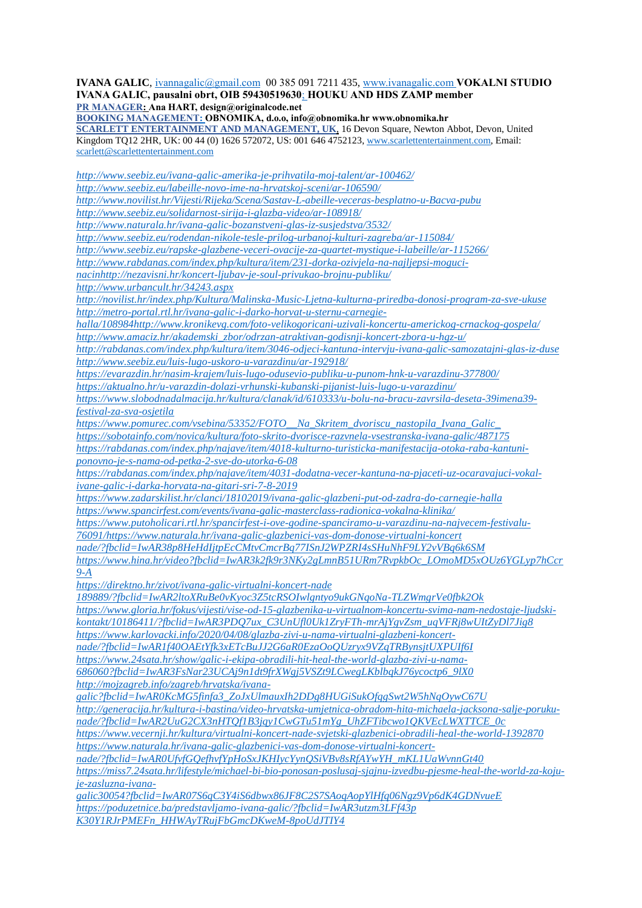**IVANA GALIC**, ivannagalic@gmail.com 00 385 091 7211 435, www.ivanagalic.com **VOKALNI STUDIO IVANA GALIC, pausalni obrt, OIB 59430519630; HOUKU AND HDS ZAMP member**

**PR MANAGER: Ana HART, design@originalcode.net**

**BOOKING MANAGEMENT: OBNOMIKA, d.o.o, info@obnomika.hr www.obnomika.hr**

**SCARLETT ENTERTAINMENT AND MANAGEMENT, UK**, 16 Devon Square, Newton Abbot, Devon, United Kingdom TQ12 2HR, UK: 00 44 (0) 1626 572072, US: 001 646 4752123, www.scarlettentertainment.com, Email: scarlett@scarlettentertainment.com

*http://www.seebiz.eu/ivana-galic-amerika-je-prihvatila-moj-talent/ar-100462/*
*http://www.seebiz.eu/labeille-novo-ime-na-hrvatskoj-sceni/ar-106590/*
*http://www.novilist.hr/Vijesti/Rijeka/Scena/Sastav-L-abeille-veceras-besplatno-u-Bacva-pubu*
*http://www.seebiz.eu/solidarnost-sirija-i-glazba-video/ar-108918/*
*http://www.naturala.hr/ivana-galic-bozanstveni-glas-iz-susjedstva/3532/*
*http://www.seebiz.eu/rodendan-nikole-tesle-prilog-urbanoj-kulturi-zagreba/ar-115084/*
*http://www.seebiz.eu/rapske-glazbene-veceri-ovacije-za-quartet-mystique-i-labeille/ar-115266/*
*http://www.rabdanas.com/index.php/kultura/item/231-dorka-ozivjela-na-najljepsi-moguci-nacinhttp://nezavisni.hr/koncert-ljubav-je-soul-privukao-brojnu-publiku/*
*http://www.urbancult.hr/34243.aspx*
*http://novilist.hr/index.php/Kultura/Malinska-Music-Ljetna-kulturna-priredba-donosi-program-za-sve-ukuse*
*http://metro-portal.rtl.hr/ivana-galic-i-darko-horvat-u-sternu-carnegie-halla/108984http://www.kronikevg.com/foto-velikogoricani-uzivali-koncertu-americkog-crnackog-gospela/*
*http://www.amaciz.hr/akademski_zbor/odrzan-atraktivan-godisnji-koncert-zbora-u-hgz-u/*
*http://rabdanas.com/index.php/kultura/item/3046-odjeci-kantuna-intervju-ivana-galic-samozatajni-glas-iz-duse*
*http://www.seebiz.eu/luis-lugo-uskoro-u-varazdinu/ar-192918/*
*https://evarazdin.hr/nasim-krajem/luis-lugo-odusevio-publiku-u-punom-hnk-u-varazdinu-377800/*
*https://aktualno.hr/u-varazdin-dolazi-vrhunski-kubanski-pijanist-luis-lugo-u-varazdinu/*
*https://www.slobodnadalmacija.hr/kultura/clanak/id/610333/u-bolu-na-bracu-zavrsila-deseta-39imena39-festival-za-sva-osjetila*
*https://www.pomurec.com/vsebina/53352/FOTO__Na_Skritem_dvoriscu_nastopila_Ivana_Galic_*
*https://sobotainfo.com/novica/kultura/foto-skrito-dvorisce-razvnela-vsestranska-ivana-galic/487175*
*https://rabdanas.com/index.php/najave/item/4018-kulturno-turisticka-manifestacija-otoka-raba-kantuni-ponovno-je-s-nama-od-petka-2-sve-do-utorka-6-08*
*https://rabdanas.com/index.php/najave/item/4031-dodatna-vecer-kantuna-na-pjaceti-uz-ocaravajuci-vokal-ivane-galic-i-darka-horvata-na-gitari-sri-7-8-2019*
*https://www.zadarskilist.hr/clanci/18102019/ivana-galic-glazbeni-put-od-zadra-do-carnegie-halla*
*https://www.spancirfest.com/events/ivana-galic-masterclass-radionica-vokalna-klinika/*
*https://www.putoholicari.rtl.hr/spancirfest-i-ove-godine-spanciramo-u-varazdinu-na-najvecem-festivalu-76091/https://www.naturala.hr/ivana-galic-glazbenici-vas-dom-donose-virtualni-koncert nade/?fbclid=IwAR38p8HeHdIjtpEcCMtvCmcrBq77ISnJ2WPZRI4sSHuNhF9LY2vVBq6k6SM*
*https://www.hina.hr/video?fbclid=IwAR3k2fk9r3NKy2gLmnB51URm7RvpkbOc_LOmoMD5xOUz6YGLyp7hCcr9-A*
*https://direktno.hr/zivot/ivana-galic-virtualni-koncert-nade 189889/?fbclid=IwAR2ltoXRuBe0vKyoc3Z5tcRSOIwlgntyo9ukGNqoNa-TLZWmgrVe0fbk2Ok*
*https://www.gloria.hr/fokus/vijesti/vise-od-15-glazbenika-u-virtualnom-koncertu-svima-nam-nedostaje-ljudski-kontakt/10186411/?fbclid=IwAR3PDQ7ux_C3UnUfl0Uk1ZryFTh-mrAjYgvZsm_uqVFRj8wUItZyDl7Jig8*
*https://www.karlovacki.info/2020/04/08/glazba-zivi-u-nama-virtualni-glazbeni-koncert-nade/?fbclid=IwAR1f40OAEtYfk3xETcBuJJ2G6aR0EzaOoQUzryx9VZqTRBynsjtUXPUIf6I*
*https://www.24sata.hr/show/galic-i-ekipa-obradili-hit-heal-the-world-glazba-zivi-u-nama-686060?fbclid=IwAR3FsNar23UCAj9n1dt9frXWgj5VSZt9LCwegLKblbqkJ76ycoctp6_9lX0*
*http://mojzagreb.info/zagreb/hrvatska/ivana-galic?fbclid=IwAR0KcMG5finfa3_ZoJxUlmauxIh2DDg8HUGiSukOfqgSwt2W5hNqOywC67U*
*http://generacija.hr/kultura-i-bastina/video-hrvatska-umjetnica-obradom-hita-michaela-jacksona-salje-poruku-nade/?fbclid=IwAR2UuG2CX3nHTQf1B3jqy1CwGTu51mYg_UhZFTibcwo1QKVEcLWXTTCE_0c*
*https://www.vecernji.hr/kultura/virtualni-koncert-nade-svjetski-glazbenici-obradili-heal-the-world-1392870*
*https://www.naturala.hr/ivana-galic-glazbenici-vas-dom-donose-virtualni-koncert-nade/?fbclid=IwAR0UfvfGQefhvfYpHoSxJKHIycYynQSiVBv8sRfAYwYH_mKL1UaWvnnGt40*
*https://miss7.24sata.hr/lifestyle/michael-bi-bio-ponosan-poslusaj-sjajnu-izvedbu-pjesme-heal-the-world-za-koju-je-zasluzna-ivana-galic30054?fbclid=IwAR07S6qC3Y4iS6dbwx86JF8C2S7SAoqAopYlHfq06Ngz9Vp6dK4GDNvueE*
*https://poduzetnice.ba/predstavljamo-ivana-galic/?fbclid=IwAR3utzm3LFf43p K30Y1RJrPMEFn_HHWAyTRujFbGmcDKweM-8poUdJTIY4*